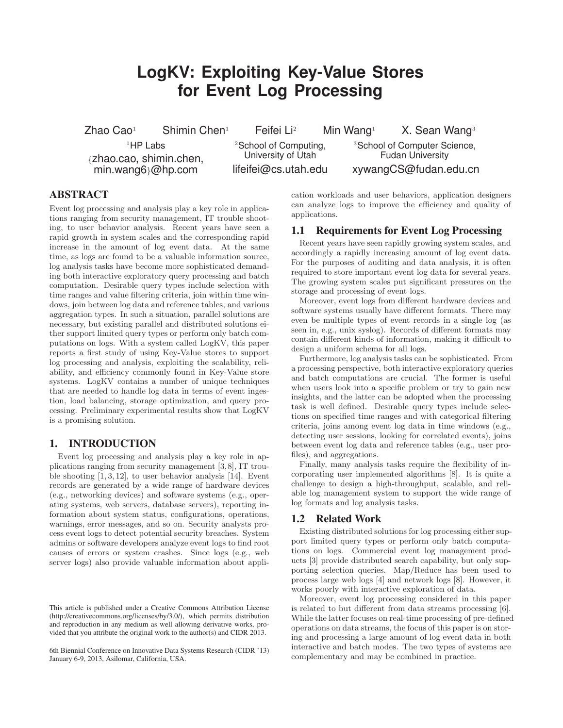# LogKV: Exploiting Key-Value Stores for Event Log Processing

Zhao Cao[1] Shimin Chen[1] Feifei Li[2] Min Wang[1] X. Sean Wang[3]

[1]HP Labs
{zhao.cao, shimin.chen, min.wang6}@hp.com

[2]School of Computing, University of Utah
lifeifei@cs.utah.edu

[3]School of Computer Science, Fudan University
xywangCS@fudan.edu.cn

## ABSTRACT

Event log processing and analysis play a key role in applications ranging from security management, IT trouble shooting, to user behavior analysis. Recent years have seen a rapid growth in system scales and the corresponding rapid increase in the amount of log event data. At the same time, as logs are found to be a valuable information source, log analysis tasks have become more sophisticated demanding both interactive exploratory query processing and batch computation. Desirable query types include selection with time ranges and value filtering criteria, join within time windows, join between log data and reference tables, and various aggregation types. In such a situation, parallel solutions are necessary, but existing parallel and distributed solutions either support limited query types or perform only batch computations on logs. With a system called LogKV, this paper reports a first study of using Key-Value stores to support log processing and analysis, exploiting the scalability, reliability, and efficiency commonly found in Key-Value store systems. LogKV contains a number of unique techniques that are needed to handle log data in terms of event ingestion, load balancing, storage optimization, and query processing. Preliminary experimental results show that LogKV is a promising solution.

## 1. INTRODUCTION

Event log processing and analysis play a key role in applications ranging from security management [3,8], IT trouble shooting [1,3,12], to user behavior analysis [14]. Event records are generated by a wide range of hardware devices (e.g., networking devices) and software systems (e.g., operating systems, web servers, database servers), reporting information about system status, configurations, operations, warnings, error messages, and so on. Security analysts process event logs to detect potential security breaches. System admins or software developers analyze event logs to find root causes of errors or system crashes. Since logs (e.g., web server logs) also provide valuable information about application workloads and user behaviors, application designers can analyze logs to improve the efficiency and quality of applications.

This article is published under a Creative Commons Attribution License (http://creativecommons.org/licenses/by/3.0/), which permits distribution and reproduction in any medium as well allowing derivative works, provided that you attribute the original work to the author(s) and CIDR 2013.

6th Biennial Conference on Innovative Data Systems Research (CIDR '13) January 6-9, 2013, Asilomar, California, USA.

### 1.1 Requirements for Event Log Processing

Recent years have seen rapidly growing system scales, and accordingly a rapidly increasing amount of log event data. For the purposes of auditing and data analysis, it is often required to store important event log data for several years. The growing system scales put significant pressures on the storage and processing of event logs.

Moreover, event logs from different hardware devices and software systems usually have different formats. There may even be multiple types of event records in a single log (as seen in, e.g., unix syslog). Records of different formats may contain different kinds of information, making it difficult to design a uniform schema for all logs.

Furthermore, log analysis tasks can be sophisticated. From a processing perspective, both interactive exploratory queries and batch computations are crucial. The former is useful when users look into a specific problem or try to gain new insights, and the latter can be adopted when the processing task is well defined. Desirable query types include selections on specified time ranges and with categorical filtering criteria, joins among event log data in time windows (e.g., detecting user sessions, looking for correlated events), joins between event log data and reference tables (e.g., user profiles), and aggregations.

Finally, many analysis tasks require the flexibility of incorporating user implemented algorithms [8]. It is quite a challenge to design a high-throughput, scalable, and reliable log management system to support the wide range of log formats and log analysis tasks.

### 1.2 Related Work

Existing distributed solutions for log processing either support limited query types or perform only batch computations on logs. Commercial event log management products [3] provide distributed search capability, but only supporting selection queries. Map/Reduce has been used to process large web logs [4] and network logs [8]. However, it works poorly with interactive exploration of data.

Moreover, event log processing considered in this paper is related to but different from data streams processing [6]. While the latter focuses on real-time processing of pre-defined operations on data streams, the focus of this paper is on storing and processing a large amount of log event data in both interactive and batch modes. The two types of systems are complementary and may be combined in practice.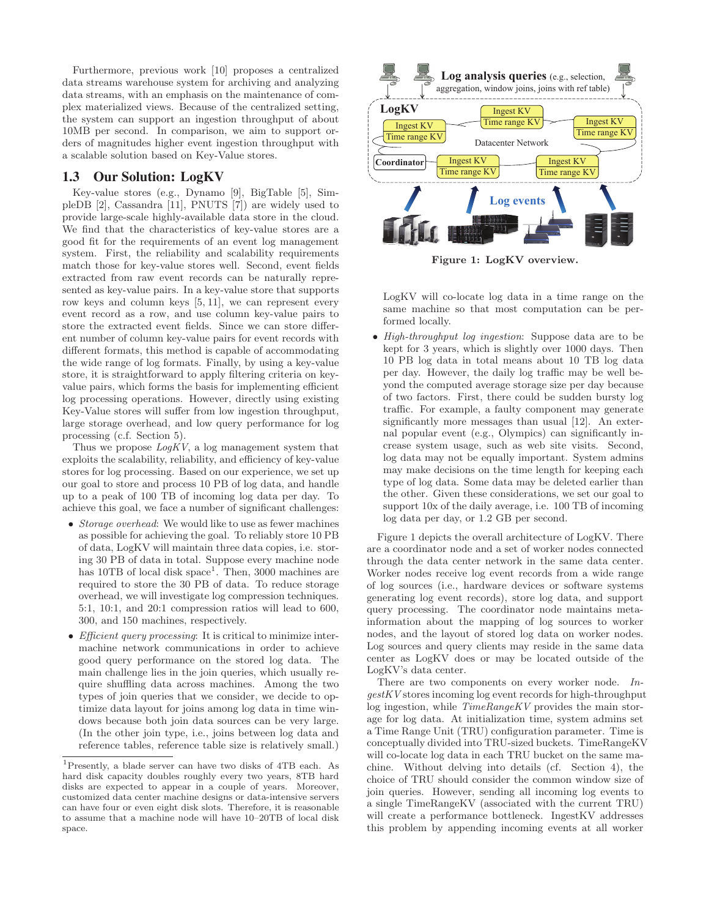Furthermore, previous work [10] proposes a centralized data streams warehouse system for archiving and analyzing data streams, with an emphasis on the maintenance of complex materialized views. Because of the centralized setting, the system can support an ingestion throughput of about 10MB per second. In comparison, we aim to support orders of magnitudes higher event ingestion throughput with a scalable solution based on Key-Value stores.

## 1.3 Our Solution: LogKV

Key-value stores (e.g., Dynamo [9], BigTable [5], SimpleDB [2], Cassandra [11], PNUTS [7]) are widely used to provide large-scale highly-available data store in the cloud. We find that the characteristics of key-value stores are a good fit for the requirements of an event log management system. First, the reliability and scalability requirements match those for key-value stores well. Second, event fields extracted from raw event records can be naturally represented as key-value pairs. In a key-value store that supports row keys and column keys [5, 11], we can represent every event record as a row, and use column key-value pairs to store the extracted event fields. Since we can store different number of column key-value pairs for event records with different formats, this method is capable of accommodating the wide range of log formats. Finally, by using a key-value store, it is straightforward to apply filtering criteria on key-value pairs, which forms the basis for implementing efficient log processing operations. However, directly using existing Key-Value stores will suffer from low ingestion throughput, large storage overhead, and low query performance for log processing (c.f. Section 5).

Thus we propose *LogKV*, a log management system that exploits the scalability, reliability, and efficiency of key-value stores for log processing. Based on our experience, we set up our goal to store and process 10 PB of log data, and handle up to a peak of 100 TB of incoming log data per day. To achieve this goal, we face a number of significant challenges:

- *Storage overhead*: We would like to use as fewer machines as possible for achieving the goal. To reliably store 10 PB of data, LogKV will maintain three data copies, i.e. storing 30 PB of data in total. Suppose every machine node has 10TB of local disk space[1]. Then, 3000 machines are required to store the 30 PB of data. To reduce storage overhead, we will investigate log compression techniques. 5:1, 10:1, and 20:1 compression ratios will lead to 600, 300, and 150 machines, respectively.
- *Efficient query processing*: It is critical to minimize inter-machine network communications in order to achieve good query performance on the stored log data. The main challenge lies in the join queries, which usually require shuffling data across machines. Among the two types of join queries that we consider, we decide to optimize data layout for joins among log data in time windows because both join data sources can be very large. (In the other join type, i.e., joins between log data and reference tables, reference table size is relatively small.) LogKV will co-locate log data in a time range on the same machine so that most computation can be performed locally.
- *High-throughput log ingestion*: Suppose data are to be kept for 3 years, which is slightly over 1000 days. Then 10 PB log data in total means about 10 TB log data per day. However, the daily log traffic may be well beyond the computed average storage size per day because of two factors. First, there could be sudden bursty log traffic. For example, a faulty component may generate significantly more messages than usual [12]. An external popular event (e.g., Olympics) can significantly increase system usage, such as web site visits. Second, log data may not be equally important. System admins may make decisions on the time length for keeping each type of log data. Some data may be deleted earlier than the other. Given these considerations, we set our goal to support 10x of the daily average, i.e. 100 TB of incoming log data per day, or 1.2 GB per second.

[1] Presently, a blade server can have two disks of 4TB each. As hard disk capacity doubles roughly every two years, 8TB hard disks are expected to appear in a couple of years. Moreover, customized data center machine designs or data-intensive servers can have four or even eight disk slots. Therefore, it is reasonable to assume that a machine node will have 10–20TB of local disk space.

**Figure 1: LogKV overview.**

Figure 1 depicts the overall architecture of LogKV. There are a coordinator node and a set of worker nodes connected through the data center network in the same data center. Worker nodes receive log event records from a wide range of log sources (i.e., hardware devices or software systems generating log event records), store log data, and support query processing. The coordinator node maintains meta-information about the mapping of log sources to worker nodes, and the layout of stored log data on worker nodes. Log sources and query clients may reside in the same data center as LogKV does or may be located outside of the LogKV's data center.

There are two components on every worker node. *IngestKV* stores incoming log event records for high-throughput log ingestion, while *TimeRangeKV* provides the main storage for log data. At initialization time, system admins set a Time Range Unit (TRU) configuration parameter. Time is conceptually divided into TRU-sized buckets. TimeRangeKV will co-locate log data in each TRU bucket on the same machine. Without delving into details (cf. Section 4), the choice of TRU should consider the common window size of join queries. However, sending all incoming log events to a single TimeRangeKV (associated with the current TRU) will create a performance bottleneck. IngestKV addresses this problem by appending incoming events at all worker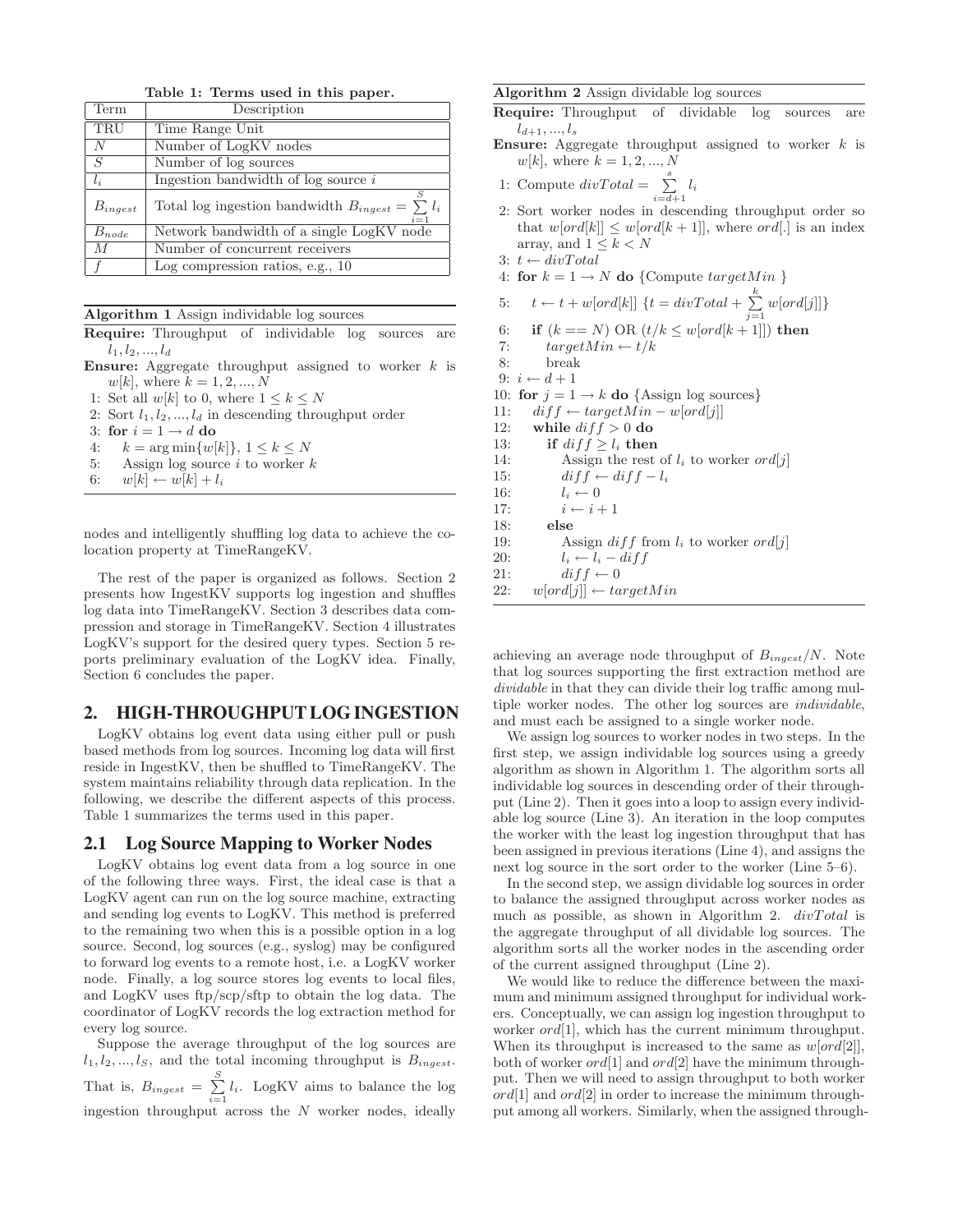**Table 1: Terms used in this paper.**

| Term | Description |
|---|---|
| TRU | Time Range Unit |
| $N$ | Number of LogKV nodes |
| $S$ | Number of log sources |
| $l_i$ | Ingestion bandwidth of log source $i$ |
| $B_{ingest}$ | Total log ingestion bandwidth $B_{ingest} = \sum_{i=1}^{S} l_i$ |
| $B_{node}$ | Network bandwidth of a single LogKV node |
| $M$ | Number of concurrent receivers |
| $f$ | Log compression ratios, e.g., 10 |

**Algorithm 1** Assign individable log sources

**Require:** Throughput of individable log sources are $l_1, l_2, ..., l_d$
**Ensure:** Aggregate throughput assigned to worker $k$ is $w[k]$, where $k = 1, 2, ..., N$

```
1: Set all w[k] to 0, where 1 ≤ k ≤ N
2: Sort l_1, l_2, ..., l_d in descending throughput order
3: for i = 1 → d do
4:     k = arg min{w[k]}, 1 ≤ k ≤ N
5:     Assign log source i to worker k
6:     w[k] ← w[k] + l_i
```

nodes and intelligently shuffling log data to achieve the colocation property at TimeRangeKV.

The rest of the paper is organized as follows. Section 2 presents how IngestKV supports log ingestion and shuffles log data into TimeRangeKV. Section 3 describes data compression and storage in TimeRangeKV. Section 4 illustrates LogKV's support for the desired query types. Section 5 reports preliminary evaluation of the LogKV idea. Finally, Section 6 concludes the paper.

## 2. HIGH-THROUGHPUT LOG INGESTION

LogKV obtains log event data using either pull or push based methods from log sources. Incoming log data will first reside in IngestKV, then be shuffled to TimeRangeKV. The system maintains reliability through data replication. In the following, we describe the different aspects of this process. Table 1 summarizes the terms used in this paper.

### 2.1 Log Source Mapping to Worker Nodes

LogKV obtains log event data from a log source in one of the following three ways. First, the ideal case is that a LogKV agent can run on the log source machine, extracting and sending log events to LogKV. This method is preferred to the remaining two when this is a possible option in a log source. Second, log sources (e.g., syslog) may be configured to forward log events to a remote host, i.e. a LogKV worker node. Finally, a log source stores log events to local files, and LogKV uses ftp/scp/sftp to obtain the log data. The coordinator of LogKV records the log extraction method for every log source.

Suppose the average throughput of the log sources are $l_1, l_2, ..., l_S$, and the total incoming throughput is $B_{ingest}$. That is, $B_{ingest} = \sum_{i=1}^{S} l_i$. LogKV aims to balance the log ingestion throughput across the $N$ worker nodes, ideally achieving an average node throughput of $B_{ingest}/N$. Note that log sources supporting the first extraction method are *dividable* in that they can divide their log traffic among multiple worker nodes. The other log sources are *individable*, and must each be assigned to a single worker node.

We assign log sources to worker nodes in two steps. In the first step, we assign individable log sources using a greedy algorithm as shown in Algorithm 1. The algorithm sorts all individable log sources in descending order of their throughput (Line 2). Then it goes into a loop to assign every individable log source (Line 3). An iteration in the loop computes the worker with the least log ingestion throughput that has been assigned in previous iterations (Line 4), and assigns the next log source in the sort order to the worker (Line 5–6).

In the second step, we assign dividable log sources in order to balance the assigned throughput across worker nodes as much as possible, as shown in Algorithm 2. *divTotal* is the aggregate throughput of all dividable log sources. The algorithm sorts all the worker nodes in the ascending order of the current assigned throughput (Line 2).

We would like to reduce the difference between the maximum and minimum assigned throughput for individual workers. Conceptually, we can assign log ingestion throughput to worker $ord[1]$, which has the current minimum throughput. When its throughput is increased to the same as $w[ord[2]]$, both of worker $ord[1]$ and $ord[2]$ have the minimum throughput. Then we will need to assign throughput to both worker $ord[1]$ and $ord[2]$ in order to increase the minimum throughput among all workers. Similarly, when the assigned through-

**Algorithm 2** Assign dividable log sources

**Require:** Throughput of dividable log sources are $l_{d+1}, ..., l_s$
**Ensure:** Aggregate throughput assigned to worker $k$ is $w[k]$, where $k = 1, 2, ..., N$

1: Compute $divTotal = \sum_{i=d+1}^{s} l_i$
2: Sort worker nodes in descending throughput order so that $w[ord[k]] \leq w[ord[k+1]]$, where $ord[.]$ is an index array, and $1 \leq k < N$
3: $t \leftarrow divTotal$
4: **for** $k = 1 \rightarrow N$ **do** {Compute $targetMin$ }
5: $\quad t \leftarrow t + w[ord[k]]$ $\{t = divTotal + \sum_{j=1}^{k} w[ord[j]]\}$
6: $\quad$**if** $(k == N)$ OR $(t/k \leq w[ord[k+1]])$ **then**
7: $\quad\quad targetMin \leftarrow t/k$
8: $\quad\quad$break
9: $i \leftarrow d + 1$
10: **for** $j = 1 \rightarrow k$ **do** {Assign log sources}
11: $\quad diff \leftarrow targetMin - w[ord[j]]$
12: $\quad$**while** $diff > 0$ **do**
13: $\quad\quad$**if** $diff \geq l_i$ **then**
14: $\quad\quad\quad$Assign the rest of $l_i$ to worker $ord[j]$
15: $\quad\quad\quad diff \leftarrow diff - l_i$
16: $\quad\quad\quad l_i \leftarrow 0$
17: $\quad\quad\quad i \leftarrow i + 1$
18: $\quad\quad$**else**
19: $\quad\quad\quad$Assign $diff$ from $l_i$ to worker $ord[j]$
20: $\quad\quad\quad l_i \leftarrow l_i - diff$
21: $\quad\quad\quad diff \leftarrow 0$
22: $\quad w[ord[j]] \leftarrow targetMin$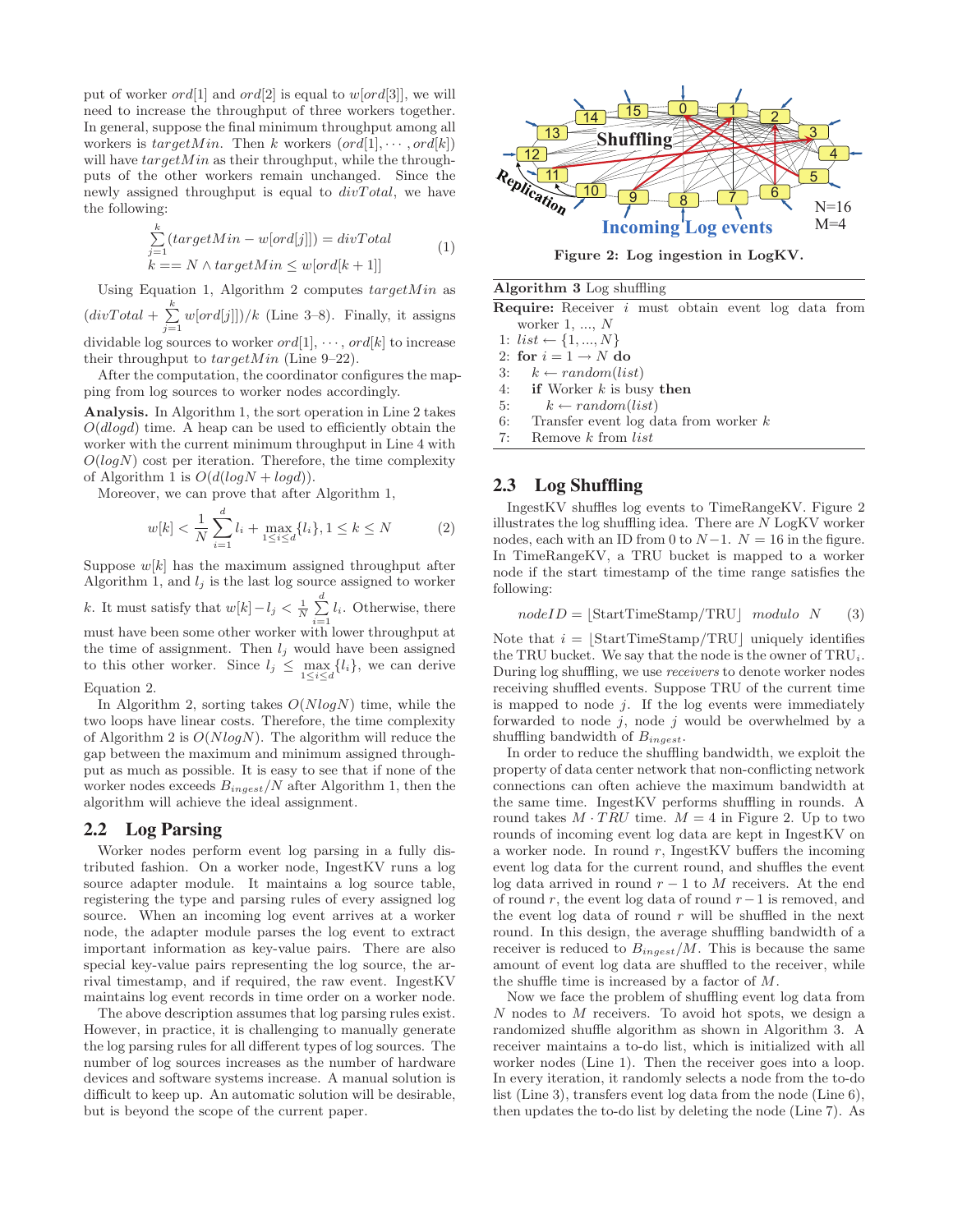put of worker $ord[1]$ and $ord[2]$ is equal to $w[ord[3]]$, we will need to increase the throughput of three workers together. In general, suppose the final minimum throughput among all workers is $targetMin$. Then $k$ workers ($ord[1], \cdots, ord[k]$) will have $targetMin$ as their throughput, while the throughputs of the other workers remain unchanged. Since the newly assigned throughput is equal to $divTotal$, we have the following:

$$\begin{aligned} &\sum_{j=1}^{k}(targetMin - w[ord[j]]) = divTotal \\ &k == N \wedge targetMin \leq w[ord[k+1]] \end{aligned} \tag{1}$$

Using Equation 1, Algorithm 2 computes $targetMin$ as $(divTotal + \sum_{j=1}^{k} w[ord[j]])/k$ (Line 3–8). Finally, it assigns dividable log sources to worker $ord[1], \cdots, ord[k]$ to increase their throughput to $targetMin$ (Line 9–22).

After the computation, the coordinator configures the mapping from log sources to worker nodes accordingly.

**Analysis.** In Algorithm 1, the sort operation in Line 2 takes $O(dlogd)$ time. A heap can be used to efficiently obtain the worker with the current minimum throughput in Line 4 with $O(logN)$ cost per iteration. Therefore, the time complexity of Algorithm 1 is $O(d(logN + logd))$.

Moreover, we can prove that after Algorithm 1,

$$w[k] < \frac{1}{N}\sum_{i=1}^{d} l_i + \max_{1\leq i\leq d}\{l_i\}, 1 \leq k \leq N \tag{2}$$

Suppose $w[k]$ has the maximum assigned throughput after Algorithm 1, and $l_j$ is the last log source assigned to worker $k$. It must satisfy that $w[k] - l_j < \frac{1}{N}\sum_{i=1}^{d} l_i$. Otherwise, there must have been some other worker with lower throughput at the time of assignment. Then $l_j$ would have been assigned to this other worker. Since $l_j \leq \max_{1\leq i\leq d}\{l_i\}$, we can derive Equation 2.

In Algorithm 2, sorting takes $O(NlogN)$ time, while the two loops have linear costs. Therefore, the time complexity of Algorithm 2 is $O(NlogN)$. The algorithm will reduce the gap between the maximum and minimum assigned throughput as much as possible. It is easy to see that if none of the worker nodes exceeds $B_{ingest}/N$ after Algorithm 1, then the algorithm will achieve the ideal assignment.

## 2.2 Log Parsing

Worker nodes perform event log parsing in a fully distributed fashion. On a worker node, IngestKV runs a log source adapter module. It maintains a log source table, registering the type and parsing rules of every assigned log source. When an incoming log event arrives at a worker node, the adapter module parses the log event to extract important information as key-value pairs. There are also special key-value pairs representing the log source, the arrival timestamp, and if required, the raw event. IngestKV maintains log event records in time order on a worker node.

The above description assumes that log parsing rules exist. However, in practice, it is challenging to manually generate the log parsing rules for all different types of log sources. The number of log sources increases as the number of hardware devices and software systems increase. A manual solution is difficult to keep up. An automatic solution will be desirable, but is beyond the scope of the current paper.

**Figure 2: Log ingestion in LogKV.**

**Algorithm 3** Log shuffling

**Require:** Receiver $i$ must obtain event log data from worker 1, ..., $N$

```
1: list ← {1, ..., N}
2: for i = 1 → N do
3:    k ← random(list)
4:    if Worker k is busy then
5:       k ← random(list)
6:    Transfer event log data from worker k
7:    Remove k from list
```

## 2.3 Log Shuffling

IngestKV shuffles log events to TimeRangeKV. Figure 2 illustrates the log shuffling idea. There are $N$ LogKV worker nodes, each with an ID from 0 to $N-1$. $N = 16$ in the figure. In TimeRangeKV, a TRU bucket is mapped to a worker node if the start timestamp of the time range satisfies the following:

$$nodeID = \lfloor \text{StartTimeStamp}/\text{TRU} \rfloor \ modulo \ N \tag{3}$$

Note that $i = \lfloor \text{StartTimeStamp}/\text{TRU} \rfloor$ uniquely identifies the TRU bucket. We say that the node is the owner of $\text{TRU}_i$. During log shuffling, we use *receivers* to denote worker nodes receiving shuffled events. Suppose TRU of the current time is mapped to node $j$. If the log events were immediately forwarded to node $j$, node $j$ would be overwhelmed by a shuffling bandwidth of $B_{ingest}$.

In order to reduce the shuffling bandwidth, we exploit the property of data center network that non-conflicting network connections can often achieve the maximum bandwidth at the same time. IngestKV performs shuffling in rounds. A round takes $M \cdot TRU$ time. $M = 4$ in Figure 2. Up to two rounds of incoming event log data are kept in IngestKV on a worker node. In round $r$, IngestKV buffers the incoming event log data for the current round, and shuffles the event log data arrived in round $r-1$ to $M$ receivers. At the end of round $r$, the event log data of round $r-1$ is removed, and the event log data of round $r$ will be shuffled in the next round. In this design, the average shuffling bandwidth of a receiver is reduced to $B_{ingest}/M$. This is because the same amount of event log data are shuffled to the receiver, while the shuffle time is increased by a factor of $M$.

Now we face the problem of shuffling event log data from $N$ nodes to $M$ receivers. To avoid hot spots, we design a randomized shuffle algorithm as shown in Algorithm 3. A receiver maintains a to-do list, which is initialized with all worker nodes (Line 1). Then the receiver goes into a loop. In every iteration, it randomly selects a node from the to-do list (Line 3), transfers event log data from the node (Line 6), then updates the to-do list by deleting the node (Line 7). As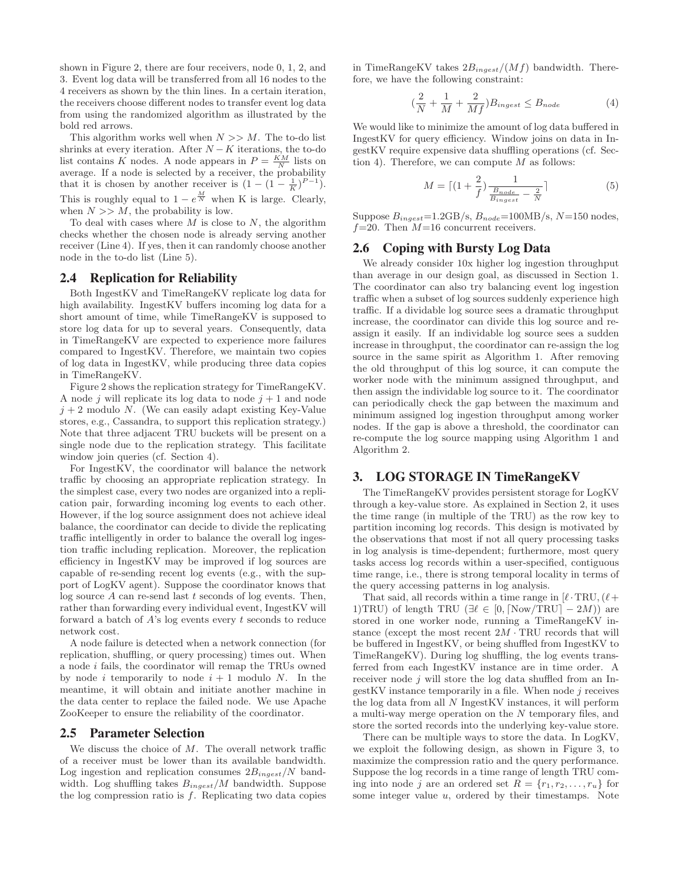shown in Figure 2, there are four receivers, node 0, 1, 2, and 3. Event log data will be transferred from all 16 nodes to the 4 receivers as shown by the thin lines. In a certain iteration, the receivers choose different nodes to transfer event log data from using the randomized algorithm as illustrated by the bold red arrows.

This algorithm works well when $N >> M$. The to-do list shrinks at every iteration. After $N - K$ iterations, the to-do list contains $K$ nodes. A node appears in $P = \frac{KM}{N}$ lists on average. If a node is selected by a receiver, the probability that it is chosen by another receiver is $(1 - (1 - \frac{1}{K})^{P-1})$. This is roughly equal to $1 - e^{\frac{M}{N}}$ when K is large. Clearly, when $N >> M$, the probability is low.

To deal with cases where $M$ is close to $N$, the algorithm checks whether the chosen node is already serving another receiver (Line 4). If yes, then it can randomly choose another node in the to-do list (Line 5).

## 2.4 Replication for Reliability

Both IngestKV and TimeRangeKV replicate log data for high availability. IngestKV buffers incoming log data for a short amount of time, while TimeRangeKV is supposed to store log data for up to several years. Consequently, data in TimeRangeKV are expected to experience more failures compared to IngestKV. Therefore, we maintain two copies of log data in IngestKV, while producing three data copies in TimeRangeKV.

Figure 2 shows the replication strategy for TimeRangeKV. A node $j$ will replicate its log data to node $j+1$ and node $j+2$ modulo $N$. (We can easily adapt existing Key-Value stores, e.g., Cassandra, to support this replication strategy.) Note that three adjacent TRU buckets will be present on a single node due to the replication strategy. This facilitate window join queries (cf. Section 4).

For IngestKV, the coordinator will balance the network traffic by choosing an appropriate replication strategy. In the simplest case, every two nodes are organized into a replication pair, forwarding incoming log events to each other. However, if the log source assignment does not achieve ideal balance, the coordinator can decide to divide the replicating traffic intelligently in order to balance the overall log ingestion traffic including replication. Moreover, the replication efficiency in IngestKV may be improved if log sources are capable of re-sending recent log events (e.g., with the support of LogKV agent). Suppose the coordinator knows that log source $A$ can re-send last $t$ seconds of log events. Then, rather than forwarding every individual event, IngestKV will forward a batch of $A$'s log events every $t$ seconds to reduce network cost.

A node failure is detected when a network connection (for replication, shuffling, or query processing) times out. When a node $i$ fails, the coordinator will remap the TRUs owned by node $i$ temporarily to node $i+1$ modulo $N$. In the meantime, it will obtain and initiate another machine in the data center to replace the failed node. We use Apache ZooKeeper to ensure the reliability of the coordinator.

## 2.5 Parameter Selection

We discuss the choice of $M$. The overall network traffic of a receiver must be lower than its available bandwidth. Log ingestion and replication consumes $2B_{ingest}/N$ bandwidth. Log shuffling takes $B_{ingest}/M$ bandwidth. Suppose the log compression ratio is $f$. Replicating two data copies in TimeRangeKV takes $2B_{ingest}/(Mf)$ bandwidth. Therefore, we have the following constraint:

$$(\frac{2}{N} + \frac{1}{M} + \frac{2}{Mf})B_{ingest} \le B_{node} \quad (4)$$

We would like to minimize the amount of log data buffered in IngestKV for query efficiency. Window joins on data in IngestKV require expensive data shuffling operations (cf. Section 4). Therefore, we can compute $M$ as follows:

$$M = \lceil (1 + \frac{2}{f}) \frac{1}{\frac{B_{node}}{B_{ingest}} - \frac{2}{N}} \rceil \quad (5)$$

Suppose $B_{ingest}$=1.2GB/s, $B_{node}$=100MB/s, $N$=150 nodes, $f$=20. Then $M$=16 concurrent receivers.

## 2.6 Coping with Bursty Log Data

We already consider 10x higher log ingestion throughput than average in our design goal, as discussed in Section 1. The coordinator can also try balancing event log ingestion traffic when a subset of log sources suddenly experience high traffic. If a dividable log source sees a dramatic throughput increase, the coordinator can divide this log source and reassign it easily. If an individable log source sees a sudden increase in throughput, the coordinator can re-assign the log source in the same spirit as Algorithm 1. After removing the old throughput of this log source, it can compute the worker node with the minimum assigned throughput, and then assign the individable log source to it. The coordinator can periodically check the gap between the maximum and minimum assigned log ingestion throughput among worker nodes. If the gap is above a threshold, the coordinator can re-compute the log source mapping using Algorithm 1 and Algorithm 2.

# 3. LOG STORAGE IN TimeRangeKV

The TimeRangeKV provides persistent storage for LogKV through a key-value store. As explained in Section 2, it uses the time range (in multiple of the TRU) as the row key to partition incoming log records. This design is motivated by the observations that most if not all query processing tasks in log analysis is time-dependent; furthermore, most query tasks access log records within a user-specified, contiguous time range, i.e., there is strong temporal locality in terms of the query accessing patterns in log analysis.

That said, all records within a time range in $[\ell \cdot \text{TRU}, (\ell + 1)\text{TRU})$ of length TRU ($\exists \ell \in [0, \lceil \text{Now}/\text{TRU} \rceil - 2M)$) are stored in one worker node, running a TimeRangeKV instance (except the most recent $2M \cdot \text{TRU}$ records that will be buffered in IngestKV, or being shuffled from IngestKV to TimeRangeKV). During log shuffling, the log events transferred from each IngestKV instance are in time order. A receiver node $j$ will store the log data shuffled from an IngestKV instance temporarily in a file. When node $j$ receives the log data from all $N$ IngestKV instances, it will perform a multi-way merge operation on the $N$ temporary files, and store the sorted records into the underlying key-value store.

There can be multiple ways to store the data. In LogKV, we exploit the following design, as shown in Figure 3, to maximize the compression ratio and the query performance. Suppose the log records in a time range of length TRU coming into node $j$ are an ordered set $R = \{r_1, r_2, \ldots, r_u\}$ for some integer value $u$, ordered by their timestamps. Note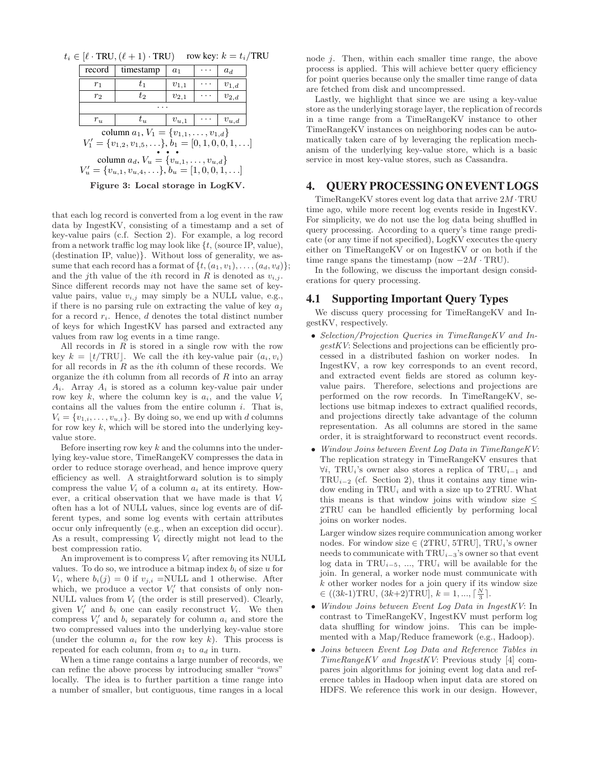$t_i \in [\ell \cdot \text{TRU}, (\ell+1) \cdot \text{TRU})$ row key: $k = t_i/\text{TRU}$

| record | timestamp | $a_1$ | $\cdots$ | $a_d$ |
| --- | --- | --- | --- | --- |
| $r_1$ | $t_1$ | $v_{1,1}$ | $\cdots$ | $v_{1,d}$ |
| $r_2$ | $t_2$ | $v_{2,1}$ | $\cdots$ | $v_{2,d}$ |
| $\cdots$ | | | | |
| $r_u$ | $t_u$ | $v_{u,1}$ | $\cdots$ | $v_{u,d}$ |

column $a_1$, $V_1 = \{v_{1,1}, \ldots, v_{1,d}\}$
$V_1' = \{v_{1,2}, v_{1,5}, \ldots\}$, $b_1 = [0, 1, 0, 0, 1, \ldots]$
$\bullet \bullet \bullet$
column $a_d$, $V_u = \{v_{u,1}, \ldots, v_{u,d}\}$
$V_u' = \{v_{u,1}, v_{u,4}, \ldots\}$, $b_u = [1, 0, 0, 1, \ldots]$

**Figure 3: Local storage in LogKV.**

that each log record is converted from a log event in the raw data by IngestKV, consisting of a timestamp and a set of key-value pairs (c.f. Section 2). For example, a log record from a network traffic log may look like {$t$, (source IP, value), (destination IP, value)}. Without loss of generality, we assume that each record has a format of $\{t, (a_1, v_1), \ldots, (a_d, v_d)\}$; and the $j$th value of the $i$th record in $R$ is denoted as $v_{i,j}$. Since different records may not have the same set of key-value pairs, value $v_{i,j}$ may simply be a NULL value, e.g., if there is no parsing rule on extracting the value of key $a_j$ for a record $r_i$. Hence, $d$ denotes the total distinct number of keys for which IngestKV has parsed and extracted any values from raw log events in a time range.

All records in $R$ is stored in a single row with the row key $k = \lfloor t/\text{TRU} \rfloor$. We call the $i$th key-value pair $(a_i, v_i)$ for all records in $R$ as the $i$th column of these records. We organize the $i$th column from all records of $R$ into an array $A_i$. Array $A_i$ is stored as a column key-value pair under row key $k$, where the column key is $a_i$, and the value $V_i$ contains all the values from the entire column $i$. That is, $V_i = \{v_{1,i}, \ldots, v_{u,i}\}$. By doing so, we end up with $d$ columns for row key $k$, which will be stored into the underlying key-value store.

Before inserting row key $k$ and the columns into the underlying key-value store, TimeRangeKV compresses the data in order to reduce storage overhead, and hence improve query efficiency as well. A straightforward solution is to simply compress the value $V_i$ of a column $a_i$ at its entirety. However, a critical observation that we have made is that $V_i$ often has a lot of NULL values, since log events are of different types, and some log events with certain attributes occur only infrequently (e.g., when an exception did occur). As a result, compressing $V_i$ directly might not lead to the best compression ratio.

An improvement is to compress $V_i$ after removing its NULL values. To do so, we introduce a bitmap index $b_i$ of size $u$ for $V_i$, where $b_i(j) = 0$ if $v_{j,i}$ =NULL and 1 otherwise. After which, we produce a vector $V_i'$ that consists of only non-NULL values from $V_i$ (the order is still preserved). Clearly, given $V_i'$ and $b_i$ one can easily reconstruct $V_i$. We then compress $V_i'$ and $b_i$ separately for column $a_i$ and store the two compressed values into the underlying key-value store (under the column $a_i$ for the row key $k$). This process is repeated for each column, from $a_1$ to $a_d$ in turn.

When a time range contains a large number of records, we can refine the above process by introducing smaller "rows" locally. The idea is to further partition a time range into a number of smaller, but contiguous, time ranges in a local node $j$. Then, within each smaller time range, the above process is applied. This will achieve better query efficiency for point queries because only the smaller time range of data are fetched from disk and uncompressed.

Lastly, we highlight that since we are using a key-value store as the underlying storage layer, the replication of records in a time range from a TimeRangeKV instance to other TimeRangeKV instances on neighboring nodes can be automatically taken care of by leveraging the replication mechanism of the underlying key-value store, which is a basic service in most key-value stores, such as Cassandra.

## 4. QUERY PROCESSING ON EVENT LOGS

TimeRangeKV stores event log data that arrive $2M \cdot \text{TRU}$ time ago, while more recent log events reside in IngestKV. For simplicity, we do not use the log data being shuffled in query processing. According to a query's time range predicate (or any time if not specified), LogKV executes the query either on TimeRangeKV or on IngestKV or on both if the time range spans the timestamp (now $-2M \cdot \text{TRU}$).

In the following, we discuss the important design considerations for query processing.

### 4.1 Supporting Important Query Types

We discuss query processing for TimeRangeKV and IngestKV, respectively.

- *Selection/Projection Queries in TimeRangeKV and IngestKV*: Selections and projections can be efficiently processed in a distributed fashion on worker nodes. In IngestKV, a row key corresponds to an event record, and extracted event fields are stored as column key-value pairs. Therefore, selections and projections are performed on the row records. In TimeRangeKV, selections use bitmap indexes to extract qualified records, and projections directly take advantage of the column representation. As all columns are stored in the same order, it is straightforward to reconstruct event records.
- *Window Joins between Event Log Data in TimeRangeKV*: The replication strategy in TimeRangeKV ensures that $\forall i$, $\text{TRU}_i$'s owner also stores a replica of $\text{TRU}_{i-1}$ and $\text{TRU}_{i-2}$ (cf. Section 2), thus it contains any time window ending in $\text{TRU}_i$ and with a size up to 2TRU. What this means is that window joins with window size $\leq$ 2TRU can be handled efficiently by performing local joins on worker nodes.

  Larger window sizes require communication among worker nodes. For window size $\in$ (2TRU, 5TRU], $\text{TRU}_i$'s owner needs to communicate with $\text{TRU}_{i-3}$'s owner so that event log data in $\text{TRU}_{i-5}$, ..., $\text{TRU}_i$ will be available for the join. In general, a worker node must communicate with $k$ other worker nodes for a join query if its window size $\in ((3k\text{-}1)\text{TRU}, (3k\text{+}2)\text{TRU}]$, $k = 1, ..., \lceil \frac{N}{3} \rceil$.
- *Window Joins between Event Log Data in IngestKV*: In contrast to TimeRangeKV, IngestKV must perform log data shuffling for window joins. This can be implemented with a Map/Reduce framework (e.g., Hadoop).
- *Joins between Event Log Data and Reference Tables in TimeRangeKV and IngestKV*: Previous study [4] compares join algorithms for joining event log data and reference tables in Hadoop when input data are stored on HDFS. We reference this work in our design. However,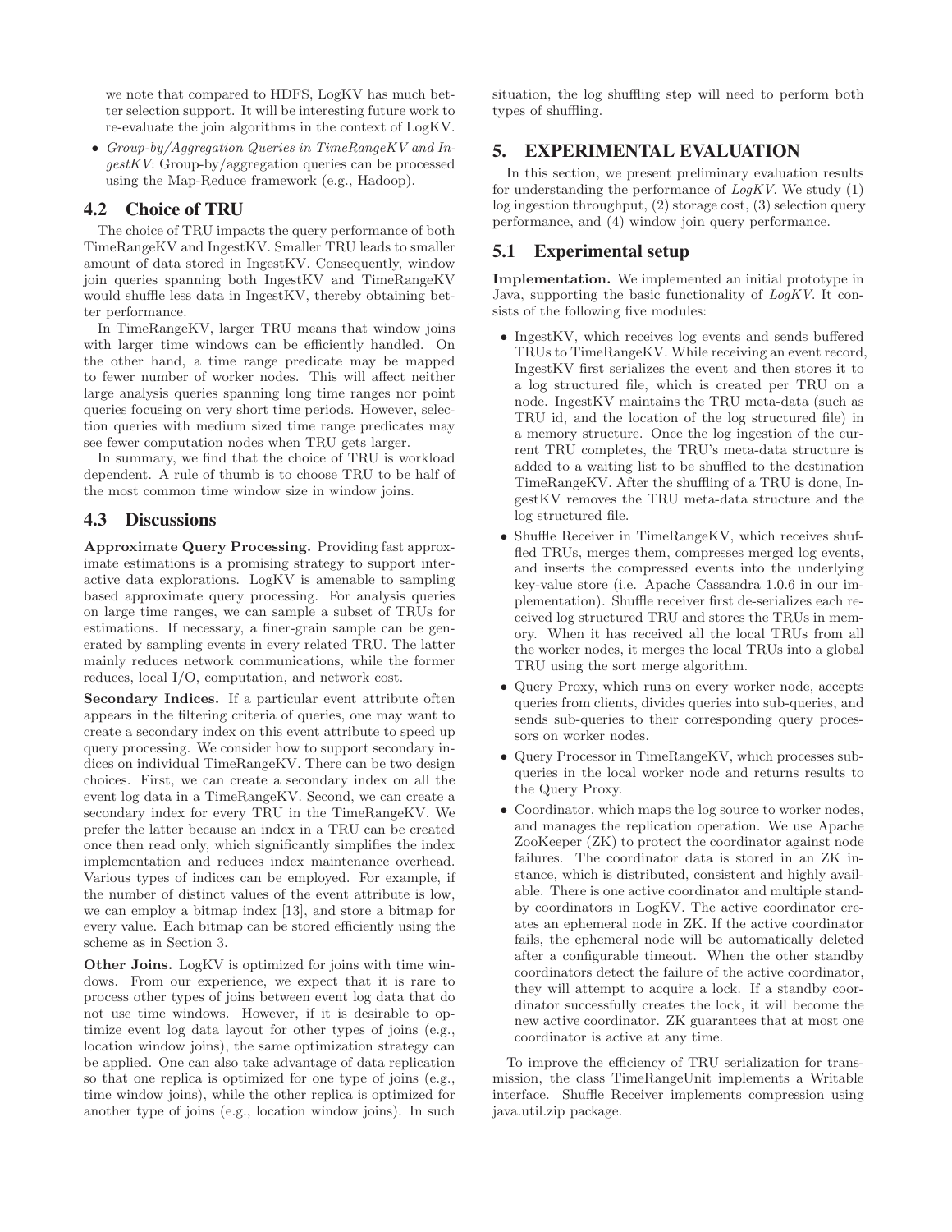we note that compared to HDFS, LogKV has much better selection support. It will be interesting future work to re-evaluate the join algorithms in the context of LogKV.

- *Group-by/Aggregation Queries in TimeRangeKV and IngestKV*: Group-by/aggregation queries can be processed using the Map-Reduce framework (e.g., Hadoop).

## 4.2 Choice of TRU

The choice of TRU impacts the query performance of both TimeRangeKV and IngestKV. Smaller TRU leads to smaller amount of data stored in IngestKV. Consequently, window join queries spanning both IngestKV and TimeRangeKV would shuffle less data in IngestKV, thereby obtaining better performance.

In TimeRangeKV, larger TRU means that window joins with larger time windows can be efficiently handled. On the other hand, a time range predicate may be mapped to fewer number of worker nodes. This will affect neither large analysis queries spanning long time ranges nor point queries focusing on very short time periods. However, selection queries with medium sized time range predicates may see fewer computation nodes when TRU gets larger.

In summary, we find that the choice of TRU is workload dependent. A rule of thumb is to choose TRU to be half of the most common time window size in window joins.

## 4.3 Discussions

**Approximate Query Processing.** Providing fast approximate estimations is a promising strategy to support interactive data explorations. LogKV is amenable to sampling based approximate query processing. For analysis queries on large time ranges, we can sample a subset of TRUs for estimations. If necessary, a finer-grain sample can be generated by sampling events in every related TRU. The latter mainly reduces network communications, while the former reduces, local I/O, computation, and network cost.

**Secondary Indices.** If a particular event attribute often appears in the filtering criteria of queries, one may want to create a secondary index on this event attribute to speed up query processing. We consider how to support secondary indices on individual TimeRangeKV. There can be two design choices. First, we can create a secondary index on all the event log data in a TimeRangeKV. Second, we can create a secondary index for every TRU in the TimeRangeKV. We prefer the latter because an index in a TRU can be created once then read only, which significantly simplifies the index implementation and reduces index maintenance overhead. Various types of indices can be employed. For example, if the number of distinct values of the event attribute is low, we can employ a bitmap index [13], and store a bitmap for every value. Each bitmap can be stored efficiently using the scheme as in Section 3.

**Other Joins.** LogKV is optimized for joins with time windows. From our experience, we expect that it is rare to process other types of joins between event log data that do not use time windows. However, if it is desirable to optimize event log data layout for other types of joins (e.g., location window joins), the same optimization strategy can be applied. One can also take advantage of data replication so that one replica is optimized for one type of joins (e.g., time window joins), while the other replica is optimized for another type of joins (e.g., location window joins). In such situation, the log shuffling step will need to perform both types of shuffling.

# 5. EXPERIMENTAL EVALUATION

In this section, we present preliminary evaluation results for understanding the performance of *LogKV*. We study (1) log ingestion throughput, (2) storage cost, (3) selection query performance, and (4) window join query performance.

## 5.1 Experimental setup

**Implementation.** We implemented an initial prototype in Java, supporting the basic functionality of *LogKV*. It consists of the following five modules:

- IngestKV, which receives log events and sends buffered TRUs to TimeRangeKV. While receiving an event record, IngestKV first serializes the event and then stores it to a log structured file, which is created per TRU on a node. IngestKV maintains the TRU meta-data (such as TRU id, and the location of the log structured file) in a memory structure. Once the log ingestion of the current TRU completes, the TRU's meta-data structure is added to a waiting list to be shuffled to the destination TimeRangeKV. After the shuffling of a TRU is done, IngestKV removes the TRU meta-data structure and the log structured file.
- Shuffle Receiver in TimeRangeKV, which receives shuffled TRUs, merges them, compresses merged log events, and inserts the compressed events into the underlying key-value store (i.e. Apache Cassandra 1.0.6 in our implementation). Shuffle receiver first de-serializes each received log structured TRU and stores the TRUs in memory. When it has received all the local TRUs from all the worker nodes, it merges the local TRUs into a global TRU using the sort merge algorithm.
- Query Proxy, which runs on every worker node, accepts queries from clients, divides queries into sub-queries, and sends sub-queries to their corresponding query processors on worker nodes.
- Query Processor in TimeRangeKV, which processes subqueries in the local worker node and returns results to the Query Proxy.
- Coordinator, which maps the log source to worker nodes, and manages the replication operation. We use Apache ZooKeeper (ZK) to protect the coordinator against node failures. The coordinator data is stored in an ZK instance, which is distributed, consistent and highly available. There is one active coordinator and multiple standby coordinators in LogKV. The active coordinator creates an ephemeral node in ZK. If the active coordinator fails, the ephemeral node will be automatically deleted after a configurable timeout. When the other standby coordinators detect the failure of the active coordinator, they will attempt to acquire a lock. If a standby coordinator successfully creates the lock, it will become the new active coordinator. ZK guarantees that at most one coordinator is active at any time.

To improve the efficiency of TRU serialization for transmission, the class TimeRangeUnit implements a Writable interface. Shuffle Receiver implements compression using java.util.zip package.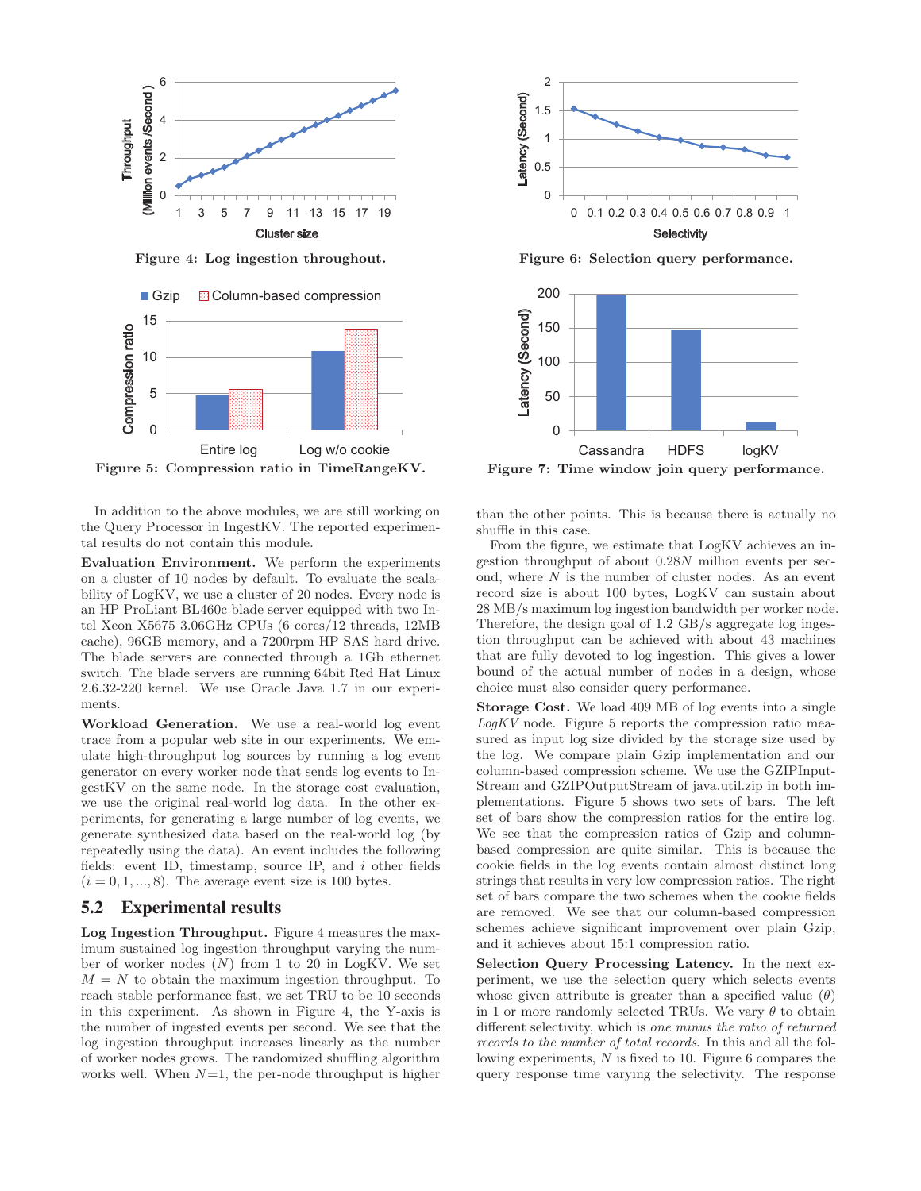Figure 4: Log ingestion throughout.

Figure 5: Compression ratio in TimeRangeKV.

Figure 6: Selection query performance.

Figure 7: Time window join query performance.

In addition to the above modules, we are still working on the Query Processor in IngestKV. The reported experimental results do not contain this module.

**Evaluation Environment.** We perform the experiments on a cluster of 10 nodes by default. To evaluate the scalability of LogKV, we use a cluster of 20 nodes. Every node is an HP ProLiant BL460c blade server equipped with two Intel Xeon X5675 3.06GHz CPUs (6 cores/12 threads, 12MB cache), 96GB memory, and a 7200rpm HP SAS hard drive. The blade servers are connected through a 1Gb ethernet switch. The blade servers are running 64bit Red Hat Linux 2.6.32-220 kernel. We use Oracle Java 1.7 in our experiments.

**Workload Generation.** We use a real-world log event trace from a popular web site in our experiments. We emulate high-throughput log sources by running a log event generator on every worker node that sends log events to IngestKV on the same node. In the storage cost evaluation, we use the original real-world log data. In the other experiments, for generating a large number of log events, we generate synthesized data based on the real-world log (by repeatedly using the data). An event includes the following fields: event ID, timestamp, source IP, and $i$ other fields $(i = 0, 1, ..., 8)$. The average event size is 100 bytes.

## 5.2 Experimental results

**Log Ingestion Throughput.** Figure 4 measures the maximum sustained log ingestion throughput varying the number of worker nodes ($N$) from 1 to 20 in LogKV. We set $M = N$ to obtain the maximum ingestion throughput. To reach stable performance fast, we set TRU to be 10 seconds in this experiment. As shown in Figure 4, the Y-axis is the number of ingested events per second. We see that the log ingestion throughput increases linearly as the number of worker nodes grows. The randomized shuffling algorithm works well. When $N$=1, the per-node throughput is higher than the other points. This is because there is actually no shuffle in this case.

From the figure, we estimate that LogKV achieves an ingestion throughput of about $0.28N$ million events per second, where $N$ is the number of cluster nodes. As an event record size is about 100 bytes, LogKV can sustain about 28 MB/s maximum log ingestion bandwidth per worker node. Therefore, the design goal of 1.2 GB/s aggregate log ingestion throughput can be achieved with about 43 machines that are fully devoted to log ingestion. This gives a lower bound of the actual number of nodes in a design, whose choice must also consider query performance.

**Storage Cost.** We load 409 MB of log events into a single *LogKV* node. Figure 5 reports the compression ratio measured as input log size divided by the storage size used by the log. We compare plain Gzip implementation and our column-based compression scheme. We use the GZIPInputStream and GZIPOutputStream of java.util.zip in both implementations. Figure 5 shows two sets of bars. The left set of bars show the compression ratios for the entire log. We see that the compression ratios of Gzip and column-based compression are quite similar. This is because the cookie fields in the log events contain almost distinct long strings that results in very low compression ratios. The right set of bars compare the two schemes when the cookie fields are removed. We see that our column-based compression schemes achieve significant improvement over plain Gzip, and it achieves about 15:1 compression ratio.

**Selection Query Processing Latency.** In the next experiment, we use the selection query which selects events whose given attribute is greater than a specified value ($\theta$) in 1 or more randomly selected TRUs. We vary $\theta$ to obtain different selectivity, which is *one minus the ratio of returned records to the number of total records*. In this and all the following experiments, $N$ is fixed to 10. Figure 6 compares the query response time varying the selectivity. The response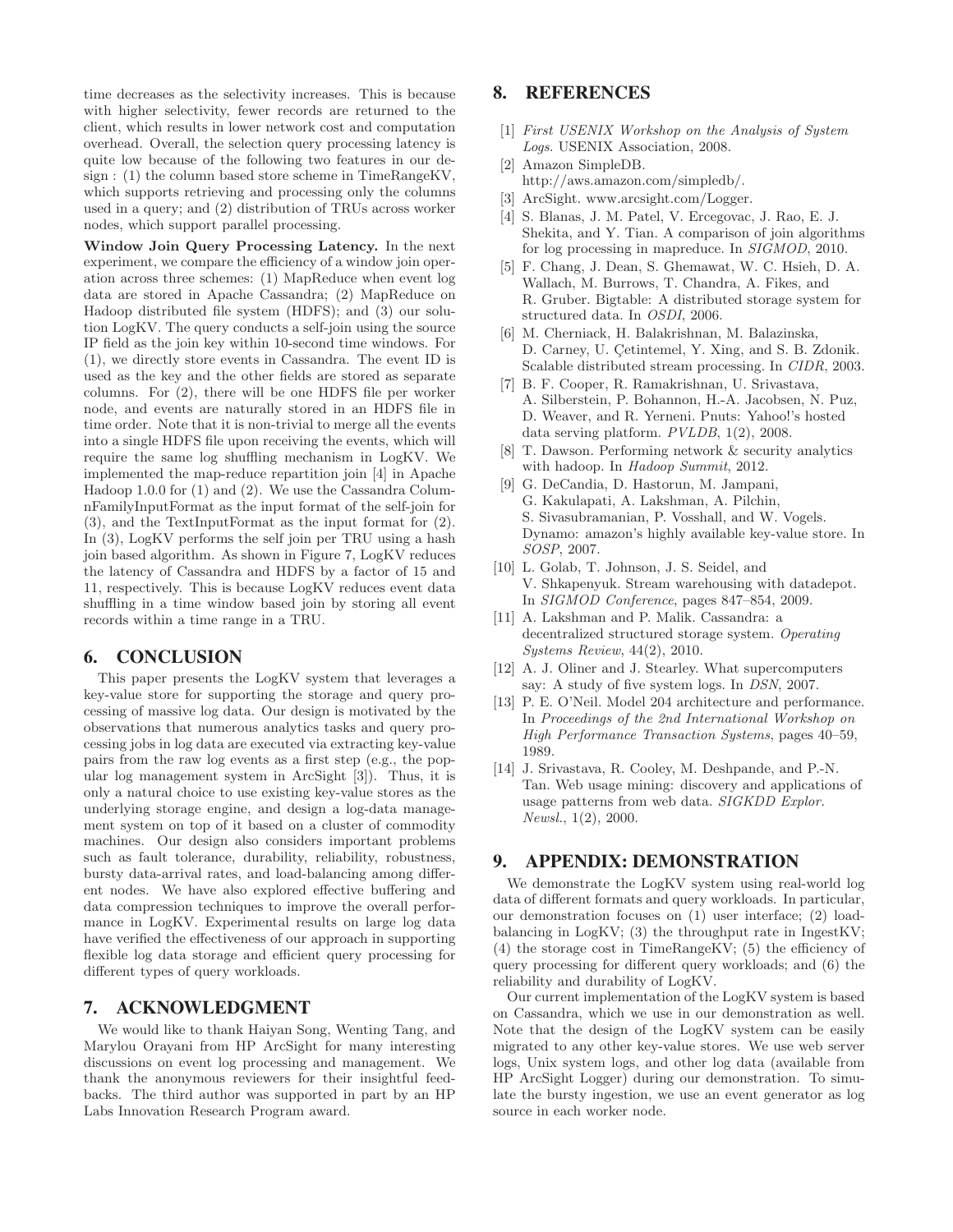time decreases as the selectivity increases. This is because with higher selectivity, fewer records are returned to the client, which results in lower network cost and computation overhead. Overall, the selection query processing latency is quite low because of the following two features in our design : (1) the column based store scheme in TimeRangeKV, which supports retrieving and processing only the columns used in a query; and (2) distribution of TRUs across worker nodes, which support parallel processing.

**Window Join Query Processing Latency.** In the next experiment, we compare the efficiency of a window join operation across three schemes: (1) MapReduce when event log data are stored in Apache Cassandra; (2) MapReduce on Hadoop distributed file system (HDFS); and (3) our solution LogKV. The query conducts a self-join using the source IP field as the join key within 10-second time windows. For (1), we directly store events in Cassandra. The event ID is used as the key and the other fields are stored as separate columns. For (2), there will be one HDFS file per worker node, and events are naturally stored in an HDFS file in time order. Note that it is non-trivial to merge all the events into a single HDFS file upon receiving the events, which will require the same log shuffling mechanism in LogKV. We implemented the map-reduce repartition join [4] in Apache Hadoop 1.0.0 for (1) and (2). We use the Cassandra ColumnFamilyInputFormat as the input format of the self-join for (3), and the TextInputFormat as the input format for (2). In (3), LogKV performs the self join per TRU using a hash join based algorithm. As shown in Figure 7, LogKV reduces the latency of Cassandra and HDFS by a factor of 15 and 11, respectively. This is because LogKV reduces event data shuffling in a time window based join by storing all event records within a time range in a TRU.

## 6. CONCLUSION

This paper presents the LogKV system that leverages a key-value store for supporting the storage and query processing of massive log data. Our design is motivated by the observations that numerous analytics tasks and query processing jobs in log data are executed via extracting key-value pairs from the raw log events as a first step (e.g., the popular log management system in ArcSight [3]). Thus, it is only a natural choice to use existing key-value stores as the underlying storage engine, and design a log-data management system on top of it based on a cluster of commodity machines. Our design also considers important problems such as fault tolerance, durability, reliability, robustness, bursty data-arrival rates, and load-balancing among different nodes. We have also explored effective buffering and data compression techniques to improve the overall performance in LogKV. Experimental results on large log data have verified the effectiveness of our approach in supporting flexible log data storage and efficient query processing for different types of query workloads.

## 7. ACKNOWLEDGMENT

We would like to thank Haiyan Song, Wenting Tang, and Marylou Orayani from HP ArcSight for many interesting discussions on event log processing and management. We thank the anonymous reviewers for their insightful feedbacks. The third author was supported in part by an HP Labs Innovation Research Program award.

## 8. REFERENCES

[1] *First USENIX Workshop on the Analysis of System Logs*. USENIX Association, 2008.

[2] Amazon SimpleDB. http://aws.amazon.com/simpledb/.

[3] ArcSight. www.arcsight.com/Logger.

[4] S. Blanas, J. M. Patel, V. Ercegovac, J. Rao, E. J. Shekita, and Y. Tian. A comparison of join algorithms for log processing in mapreduce. In *SIGMOD*, 2010.

[5] F. Chang, J. Dean, S. Ghemawat, W. C. Hsieh, D. A. Wallach, M. Burrows, T. Chandra, A. Fikes, and R. Gruber. Bigtable: A distributed storage system for structured data. In *OSDI*, 2006.

[6] M. Cherniack, H. Balakrishnan, M. Balazinska, D. Carney, U. Çetintemel, Y. Xing, and S. B. Zdonik. Scalable distributed stream processing. In *CIDR*, 2003.

[7] B. F. Cooper, R. Ramakrishnan, U. Srivastava, A. Silberstein, P. Bohannon, H.-A. Jacobsen, N. Puz, D. Weaver, and R. Yerneni. Pnuts: Yahoo!'s hosted data serving platform. *PVLDB*, 1(2), 2008.

[8] T. Dawson. Performing network & security analytics with hadoop. In *Hadoop Summit*, 2012.

[9] G. DeCandia, D. Hastorun, M. Jampani, G. Kakulapati, A. Lakshman, A. Pilchin, S. Sivasubramanian, P. Vosshall, and W. Vogels. Dynamo: amazon's highly available key-value store. In *SOSP*, 2007.

[10] L. Golab, T. Johnson, J. S. Seidel, and V. Shkapenyuk. Stream warehousing with datadepot. In *SIGMOD Conference*, pages 847–854, 2009.

[11] A. Lakshman and P. Malik. Cassandra: a decentralized structured storage system. *Operating Systems Review*, 44(2), 2010.

[12] A. J. Oliner and J. Stearley. What supercomputers say: A study of five system logs. In *DSN*, 2007.

[13] P. E. O'Neil. Model 204 architecture and performance. In *Proceedings of the 2nd International Workshop on High Performance Transaction Systems*, pages 40–59, 1989.

[14] J. Srivastava, R. Cooley, M. Deshpande, and P.-N. Tan. Web usage mining: discovery and applications of usage patterns from web data. *SIGKDD Explor. Newsl.*, 1(2), 2000.

## 9. APPENDIX: DEMONSTRATION

We demonstrate the LogKV system using real-world log data of different formats and query workloads. In particular, our demonstration focuses on (1) user interface; (2) load-balancing in LogKV; (3) the throughput rate in IngestKV; (4) the storage cost in TimeRangeKV; (5) the efficiency of query processing for different query workloads; and (6) the reliability and durability of LogKV.

Our current implementation of the LogKV system is based on Cassandra, which we use in our demonstration as well. Note that the design of the LogKV system can be easily migrated to any other key-value stores. We use web server logs, Unix system logs, and other log data (available from HP ArcSight Logger) during our demonstration. To simulate the bursty ingestion, we use an event generator as log source in each worker node.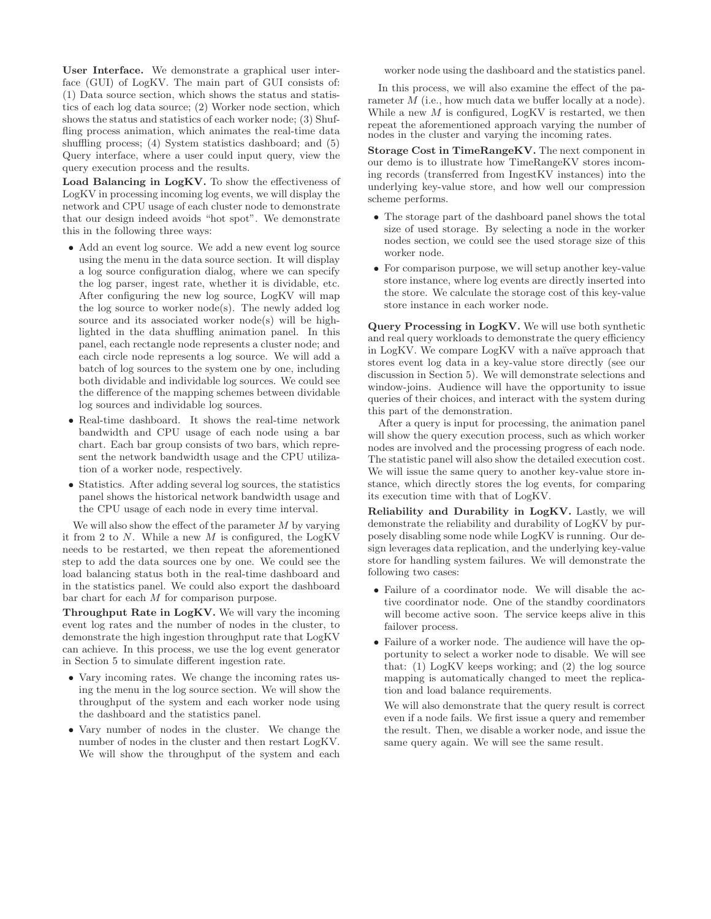**User Interface.** We demonstrate a graphical user interface (GUI) of LogKV. The main part of GUI consists of: (1) Data source section, which shows the status and statistics of each log data source; (2) Worker node section, which shows the status and statistics of each worker node; (3) Shuffling process animation, which animates the real-time data shuffling process; (4) System statistics dashboard; and (5) Query interface, where a user could input query, view the query execution process and the results.

**Load Balancing in LogKV.** To show the effectiveness of LogKV in processing incoming log events, we will display the network and CPU usage of each cluster node to demonstrate that our design indeed avoids "hot spot". We demonstrate this in the following three ways:

- Add an event log source. We add a new event log source using the menu in the data source section. It will display a log source configuration dialog, where we can specify the log parser, ingest rate, whether it is dividable, etc. After configuring the new log source, LogKV will map the log source to worker node(s). The newly added log source and its associated worker node(s) will be highlighted in the data shuffling animation panel. In this panel, each rectangle node represents a cluster node; and each circle node represents a log source. We will add a batch of log sources to the system one by one, including both dividable and individable log sources. We could see the difference of the mapping schemes between dividable log sources and individable log sources.
- Real-time dashboard. It shows the real-time network bandwidth and CPU usage of each node using a bar chart. Each bar group consists of two bars, which represent the network bandwidth usage and the CPU utilization of a worker node, respectively.
- Statistics. After adding several log sources, the statistics panel shows the historical network bandwidth usage and the CPU usage of each node in every time interval.

We will also show the effect of the parameter $M$ by varying it from 2 to $N$. While a new $M$ is configured, the LogKV needs to be restarted, we then repeat the aforementioned step to add the data sources one by one. We could see the load balancing status both in the real-time dashboard and in the statistics panel. We could also export the dashboard bar chart for each $M$ for comparison purpose.

**Throughput Rate in LogKV.** We will vary the incoming event log rates and the number of nodes in the cluster, to demonstrate the high ingestion throughput rate that LogKV can achieve. In this process, we use the log event generator in Section 5 to simulate different ingestion rate.

- Vary incoming rates. We change the incoming rates using the menu in the log source section. We will show the throughput of the system and each worker node using the dashboard and the statistics panel.
- Vary number of nodes in the cluster. We change the number of nodes in the cluster and then restart LogKV. We will show the throughput of the system and each worker node using the dashboard and the statistics panel.

In this process, we will also examine the effect of the parameter $M$ (i.e., how much data we buffer locally at a node). While a new $M$ is configured, LogKV is restarted, we then repeat the aforementioned approach varying the number of nodes in the cluster and varying the incoming rates.

**Storage Cost in TimeRangeKV.** The next component in our demo is to illustrate how TimeRangeKV stores incoming records (transferred from IngestKV instances) into the underlying key-value store, and how well our compression scheme performs.

- The storage part of the dashboard panel shows the total size of used storage. By selecting a node in the worker nodes section, we could see the used storage size of this worker node.
- For comparison purpose, we will setup another key-value store instance, where log events are directly inserted into the store. We calculate the storage cost of this key-value store instance in each worker node.

**Query Processing in LogKV.** We will use both synthetic and real query workloads to demonstrate the query efficiency in LogKV. We compare LogKV with a naïve approach that stores event log data in a key-value store directly (see our discussion in Section 5). We will demonstrate selections and window-joins. Audience will have the opportunity to issue queries of their choices, and interact with the system during this part of the demonstration.

After a query is input for processing, the animation panel will show the query execution process, such as which worker nodes are involved and the processing progress of each node. The statistic panel will also show the detailed execution cost. We will issue the same query to another key-value store instance, which directly stores the log events, for comparing its execution time with that of LogKV.

**Reliability and Durability in LogKV.** Lastly, we will demonstrate the reliability and durability of LogKV by purposely disabling some node while LogKV is running. Our design leverages data replication, and the underlying key-value store for handling system failures. We will demonstrate the following two cases:

- Failure of a coordinator node. We will disable the active coordinator node. One of the standby coordinators will become active soon. The service keeps alive in this failover process.
- Failure of a worker node. The audience will have the opportunity to select a worker node to disable. We will see that: (1) LogKV keeps working; and (2) the log source mapping is automatically changed to meet the replication and load balance requirements.

  We will also demonstrate that the query result is correct even if a node fails. We first issue a query and remember the result. Then, we disable a worker node, and issue the same query again. We will see the same result.